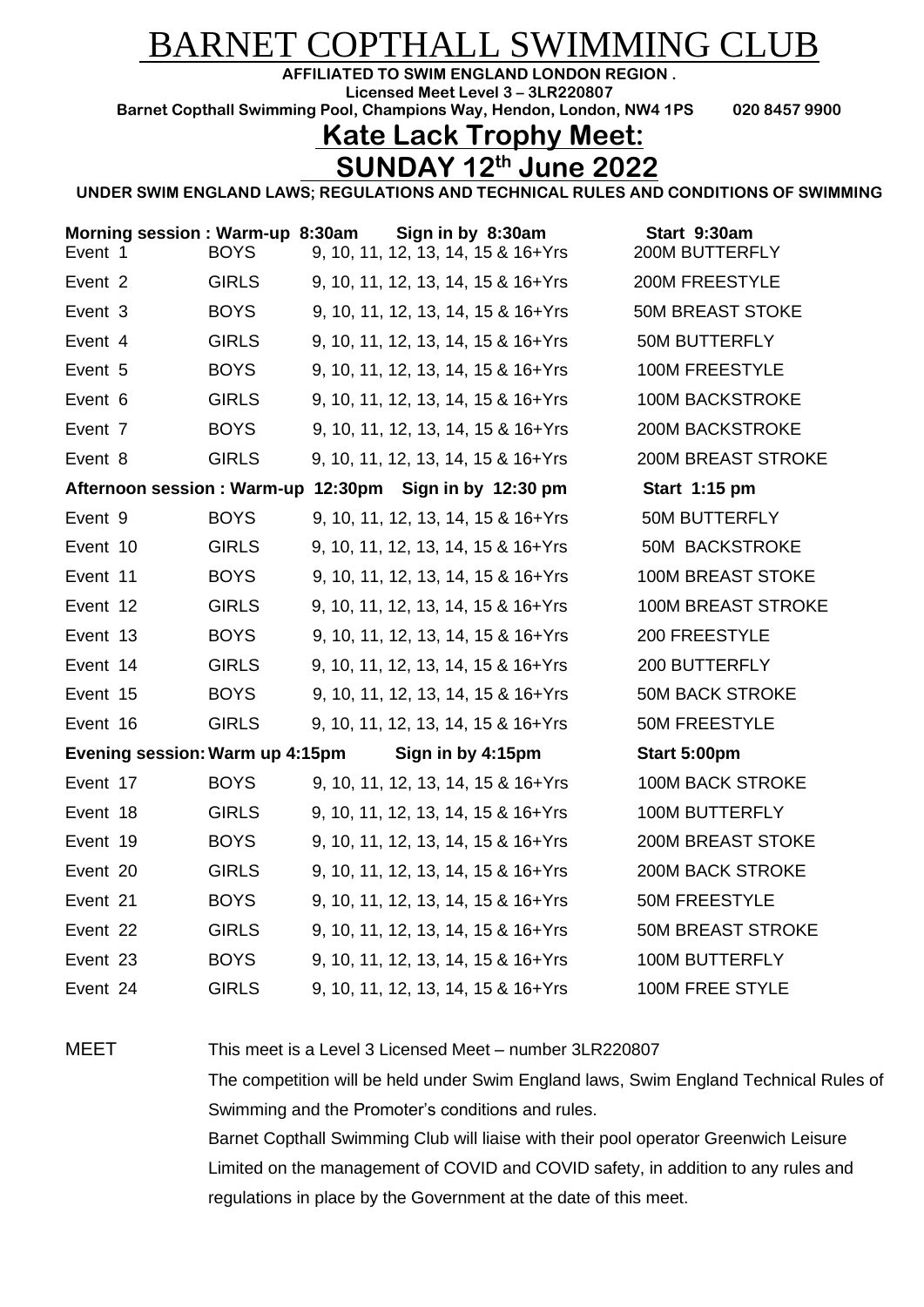# BARNET COPTHALL SWIMMING CLUB

**AFFILIATED TO SWIM ENGLAND LONDON REGION .**

**Licensed Meet Level 3 – 3LR220807**

**Barnet Copthall Swimming Pool, Champions Way, Hendon, London, NW4 1PS 020 8457 9900**

## Kate Lack Trophy Meet:

## SUNDAY 12th June 2022

**UNDER SWIM ENGLAND LAWS; REGULATIONS AND TECHNICAL RULES AND CONDITIONS OF SWIMMING**

| **Morning session : Warm-up 8:30am** | | **Sign in by 8:30am** | **Start 9:30am** |
|---|---|---|---|
| Event 1 | BOYS | 9, 10, 11, 12, 13, 14, 15 & 16+Yrs | 200M BUTTERFLY |
| Event 2 | GIRLS | 9, 10, 11, 12, 13, 14, 15 & 16+Yrs | 200M FREESTYLE |
| Event 3 | BOYS | 9, 10, 11, 12, 13, 14, 15 & 16+Yrs | 50M BREAST STOKE |
| Event 4 | GIRLS | 9, 10, 11, 12, 13, 14, 15 & 16+Yrs | 50M BUTTERFLY |
| Event 5 | BOYS | 9, 10, 11, 12, 13, 14, 15 & 16+Yrs | 100M FREESTYLE |
| Event 6 | GIRLS | 9, 10, 11, 12, 13, 14, 15 & 16+Yrs | 100M BACKSTROKE |
| Event 7 | BOYS | 9, 10, 11, 12, 13, 14, 15 & 16+Yrs | 200M BACKSTROKE |
| Event 8 | GIRLS | 9, 10, 11, 12, 13, 14, 15 & 16+Yrs | 200M BREAST STROKE |
| **Afternoon session : Warm-up 12:30pm** | | **Sign in by 12:30 pm** | **Start 1:15 pm** |
| Event 9 | BOYS | 9, 10, 11, 12, 13, 14, 15 & 16+Yrs | 50M BUTTERFLY |
| Event 10 | GIRLS | 9, 10, 11, 12, 13, 14, 15 & 16+Yrs | 50M BACKSTROKE |
| Event 11 | BOYS | 9, 10, 11, 12, 13, 14, 15 & 16+Yrs | 100M BREAST STOKE |
| Event 12 | GIRLS | 9, 10, 11, 12, 13, 14, 15 & 16+Yrs | 100M BREAST STROKE |
| Event 13 | BOYS | 9, 10, 11, 12, 13, 14, 15 & 16+Yrs | 200 FREESTYLE |
| Event 14 | GIRLS | 9, 10, 11, 12, 13, 14, 15 & 16+Yrs | 200 BUTTERFLY |
| Event 15 | BOYS | 9, 10, 11, 12, 13, 14, 15 & 16+Yrs | 50M BACK STROKE |
| Event 16 | GIRLS | 9, 10, 11, 12, 13, 14, 15 & 16+Yrs | 50M FREESTYLE |
| **Evening session: Warm up 4:15pm** | | **Sign in by 4:15pm** | **Start 5:00pm** |
| Event 17 | BOYS | 9, 10, 11, 12, 13, 14, 15 & 16+Yrs | 100M BACK STROKE |
| Event 18 | GIRLS | 9, 10, 11, 12, 13, 14, 15 & 16+Yrs | 100M BUTTERFLY |
| Event 19 | BOYS | 9, 10, 11, 12, 13, 14, 15 & 16+Yrs | 200M BREAST STOKE |
| Event 20 | GIRLS | 9, 10, 11, 12, 13, 14, 15 & 16+Yrs | 200M BACK STROKE |
| Event 21 | BOYS | 9, 10, 11, 12, 13, 14, 15 & 16+Yrs | 50M FREESTYLE |
| Event 22 | GIRLS | 9, 10, 11, 12, 13, 14, 15 & 16+Yrs | 50M BREAST STOKE |
| Event 23 | BOYS | 9, 10, 11, 12, 13, 14, 15 & 16+Yrs | 100M BUTTERFLY |
| Event 24 | GIRLS | 9, 10, 11, 12, 13, 14, 15 & 16+Yrs | 100M FREE STYLE |

MEET

This meet is a Level 3 Licensed Meet – number 3LR220807

The competition will be held under Swim England laws, Swim England Technical Rules of Swimming and the Promoter's conditions and rules.

Barnet Copthall Swimming Club will liaise with their pool operator Greenwich Leisure Limited on the management of COVID and COVID safety, in addition to any rules and regulations in place by the Government at the date of this meet.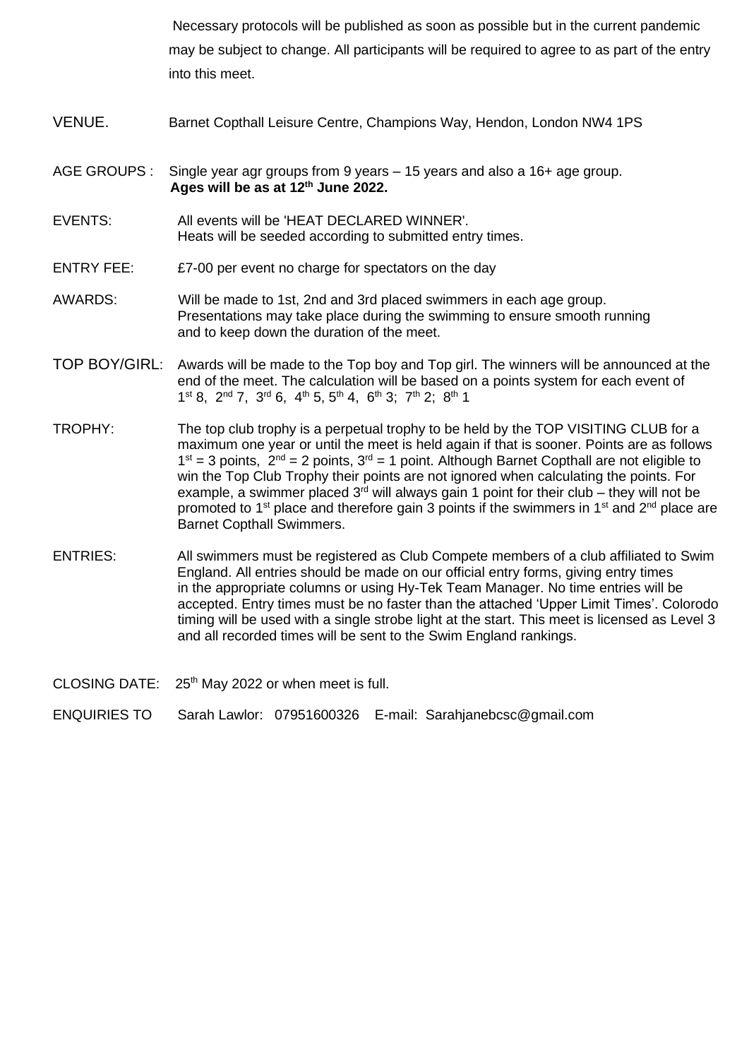Necessary protocols will be published as soon as possible but in the current pandemic may be subject to change. All participants will be required to agree to as part of the entry into this meet.

VENUE. Barnet Copthall Leisure Centre, Champions Way, Hendon, London NW4 1PS

AGE GROUPS : Single year agr groups from 9 years – 15 years and also a 16+ age group. **Ages will be as at 12th June 2022.**

EVENTS: All events will be 'HEAT DECLARED WINNER'. Heats will be seeded according to submitted entry times.

ENTRY FEE: £7-00 per event no charge for spectators on the day

AWARDS: Will be made to 1st, 2nd and 3rd placed swimmers in each age group. Presentations may take place during the swimming to ensure smooth running and to keep down the duration of the meet.

TOP BOY/GIRL: Awards will be made to the Top boy and Top girl. The winners will be announced at the end of the meet. The calculation will be based on a points system for each event of 1st 8, 2nd 7, 3rd 6, 4th 5, 5th 4, 6th 3; 7th 2; 8th 1

TROPHY: The top club trophy is a perpetual trophy to be held by the TOP VISITING CLUB for a maximum one year or until the meet is held again if that is sooner. Points are as follows 1st = 3 points, 2nd = 2 points, 3rd = 1 point. Although Barnet Copthall are not eligible to win the Top Club Trophy their points are not ignored when calculating the points. For example, a swimmer placed 3rd will always gain 1 point for their club – they will not be promoted to 1st place and therefore gain 3 points if the swimmers in 1st and 2nd place are Barnet Copthall Swimmers.

ENTRIES: All swimmers must be registered as Club Compete members of a club affiliated to Swim England. All entries should be made on our official entry forms, giving entry times in the appropriate columns or using Hy-Tek Team Manager. No time entries will be accepted. Entry times must be no faster than the attached 'Upper Limit Times'. Colorodo timing will be used with a single strobe light at the start. This meet is licensed as Level 3 and all recorded times will be sent to the Swim England rankings.

CLOSING DATE: 25th May 2022 or when meet is full.

ENQUIRIES TO Sarah Lawlor: 07951600326 E-mail: Sarahjanebcsc@gmail.com